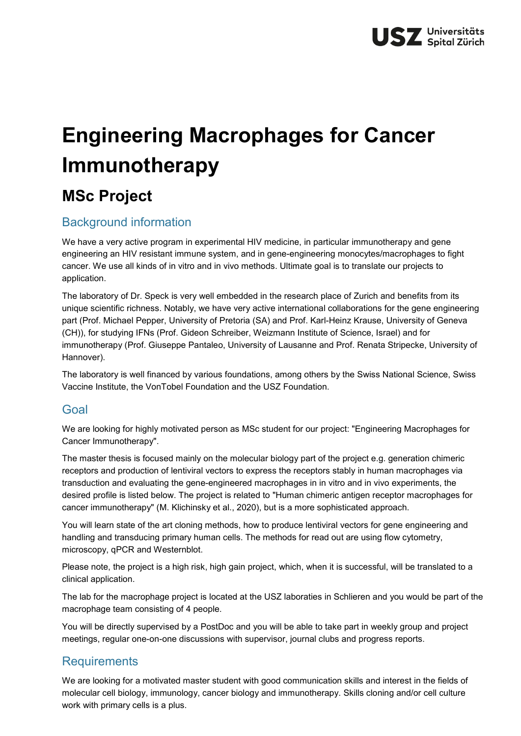# Engineering Macrophages for Cancer Immunotherapy

## MSc Project

### Background information

We have a very active program in experimental HIV medicine, in particular immunotherapy and gene engineering an HIV resistant immune system, and in gene-engineering monocytes/macrophages to fight cancer. We use all kinds of in vitro and in vivo methods. Ultimate goal is to translate our projects to application.

The laboratory of Dr. Speck is very well embedded in the research place of Zurich and benefits from its unique scientific richness. Notably, we have very active international collaborations for the gene engineering part (Prof. Michael Pepper, University of Pretoria (SA) and Prof. Karl-Heinz Krause, University of Geneva (CH)), for studying IFNs (Prof. Gideon Schreiber, Weizmann Institute of Science, Israel) and for immunotherapy (Prof. Giuseppe Pantaleo, University of Lausanne and Prof. Renata Stripecke, University of Hannover).

The laboratory is well financed by various foundations, among others by the Swiss National Science, Swiss Vaccine Institute, the VonTobel Foundation and the USZ Foundation.

### Goal

We are looking for highly motivated person as MSc student for our project: "Engineering Macrophages for Cancer Immunotherapy".

The master thesis is focused mainly on the molecular biology part of the project e.g. generation chimeric receptors and production of lentiviral vectors to express the receptors stably in human macrophages via transduction and evaluating the gene-engineered macrophages in in vitro and in vivo experiments, the desired profile is listed below. The project is related to "Human chimeric antigen receptor macrophages for cancer immunotherapy" (M. Klichinsky et al., 2020), but is a more sophisticated approach.

You will learn state of the art cloning methods, how to produce lentiviral vectors for gene engineering and handling and transducing primary human cells. The methods for read out are using flow cytometry, microscopy, qPCR and Westernblot.

Please note, the project is a high risk, high gain project, which, when it is successful, will be translated to a clinical application.

The lab for the macrophage project is located at the USZ laboraties in Schlieren and you would be part of the macrophage team consisting of 4 people.

You will be directly supervised by a PostDoc and you will be able to take part in weekly group and project meetings, regular one-on-one discussions with supervisor, journal clubs and progress reports.

### Requirements

We are looking for a motivated master student with good communication skills and interest in the fields of molecular cell biology, immunology, cancer biology and immunotherapy. Skills cloning and/or cell culture work with primary cells is a plus.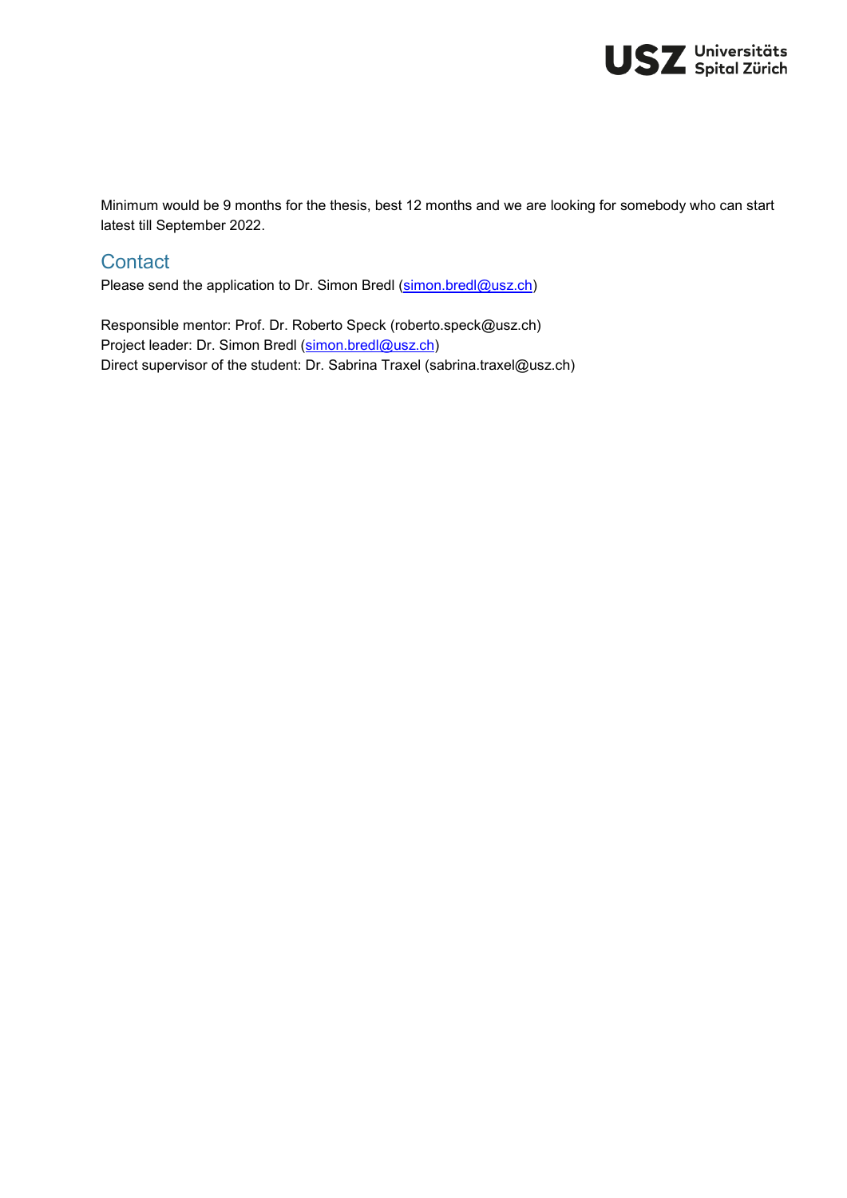Minimum would be 9 months for the thesis, best 12 months and we are looking for somebody who can start latest till September 2022.

## Contact

Please send the application to Dr. Simon Bredl (simon.bredl@usz.ch)

Responsible mentor: Prof. Dr. Roberto Speck (roberto.speck@usz.ch)
Project leader: Dr. Simon Bredl (simon.bredl@usz.ch)
Direct supervisor of the student: Dr. Sabrina Traxel (sabrina.traxel@usz.ch)